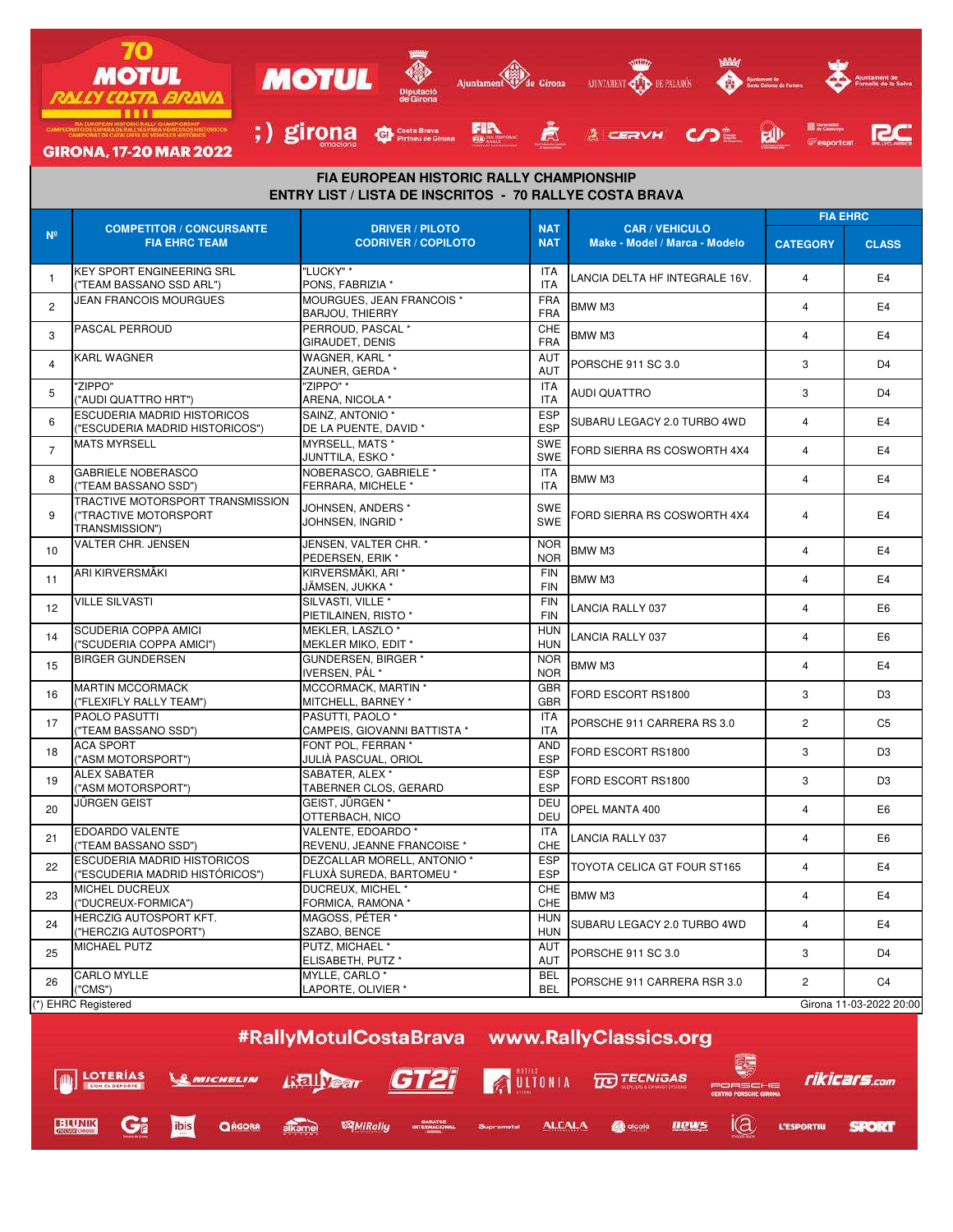## FIA EUROPEAN HISTORIC RALLY CHAMPIONSHIP

## ENTRY LIST / LISTA DE INSCRITOS - 70 RALLYE COSTA BRAVA

| Nº | COMPETITOR / CONCURSANTE<br>FIA EHRC TEAM | DRIVER / PILOTO<br>CODRIVER / COPILOTO | NAT<br>NAT | CAR / VEHICULO<br>Make - Model / Marca - Modelo | FIA EHRC | |
|---|---|---|---|---|---|---|
| | | | | | CATEGORY | CLASS |
| 1 | KEY SPORT ENGINEERING SRL<br>("TEAM BASSANO SSD ARL") | "LUCKY" *<br>PONS, FABRIZIA * | ITA<br>ITA | LANCIA DELTA HF INTEGRALE 16V. | 4 | E4 |
| 2 | JEAN FRANCOIS MOURGUES | MOURGUES, JEAN FRANCOIS *<br>BARJOU, THIERRY | FRA<br>FRA | BMW M3 | 4 | E4 |
| 3 | PASCAL PERROUD | PERROUD, PASCAL *<br>GIRAUDET, DENIS | CHE<br>FRA | BMW M3 | 4 | E4 |
| 4 | KARL WAGNER | WAGNER, KARL *<br>ZAUNER, GERDA * | AUT<br>AUT | PORSCHE 911 SC 3.0 | 3 | D4 |
| 5 | "ZIPPO"<br>("AUDI QUATTRO HRT") | "ZIPPO" *<br>ARENA, NICOLA * | ITA<br>ITA | AUDI QUATTRO | 3 | D4 |
| 6 | ESCUDERIA MADRID HISTORICOS<br>("ESCUDERIA MADRID HISTORICOS") | SAINZ, ANTONIO *<br>DE LA PUENTE, DAVID * | ESP<br>ESP | SUBARU LEGACY 2.0 TURBO 4WD | 4 | E4 |
| 7 | MATS MYRSELL | MYRSELL, MATS *<br>JUNTTILA, ESKO * | SWE<br>SWE | FORD SIERRA RS COSWORTH 4X4 | 4 | E4 |
| 8 | GABRIELE NOBERASCO<br>("TEAM BASSANO SSD") | NOBERASCO, GABRIELE *<br>FERRARA, MICHELE * | ITA<br>ITA | BMW M3 | 4 | E4 |
| 9 | TRACTIVE MOTORSPORT TRANSMISSION<br>("TRACTIVE MOTORSPORT TRANSMISSION") | JOHNSEN, ANDERS *<br>JOHNSEN, INGRID * | SWE<br>SWE | FORD SIERRA RS COSWORTH 4X4 | 4 | E4 |
| 10 | VALTER CHR. JENSEN | JENSEN, VALTER CHR. *<br>PEDERSEN, ERIK * | NOR<br>NOR | BMW M3 | 4 | E4 |
| 11 | ARI KIRVERSMÄKI | KIRVERSMÄKI, ARI *<br>JÄMSEN, JUKKA * | FIN<br>FIN | BMW M3 | 4 | E4 |
| 12 | VILLE SILVASTI | SILVASTI, VILLE *<br>PIETILAINEN, RISTO * | FIN<br>FIN | LANCIA RALLY 037 | 4 | E6 |
| 14 | SCUDERIA COPPA AMICI<br>("SCUDERIA COPPA AMICI") | MEKLER, LASZLO *<br>MEKLER MIKO, EDIT * | HUN<br>HUN | LANCIA RALLY 037 | 4 | E6 |
| 15 | BIRGER GUNDERSEN | GUNDERSEN, BIRGER *<br>IVERSEN, PÅL * | NOR<br>NOR | BMW M3 | 4 | E4 |
| 16 | MARTIN MCCORMACK<br>("FLEXIFLY RALLY TEAM") | MCCORMACK, MARTIN *<br>MITCHELL, BARNEY * | GBR<br>GBR | FORD ESCORT RS1800 | 3 | D3 |
| 17 | PAOLO PASUTTI<br>("TEAM BASSANO SSD") | PASUTTI, PAOLO *<br>CAMPEIS, GIOVANNI BATTISTA * | ITA<br>ITA | PORSCHE 911 CARRERA RS 3.0 | 2 | C5 |
| 18 | ACA SPORT<br>("ASM MOTORSPORT") | FONT POL, FERRAN *<br>JULIÀ PASCUAL, ORIOL | AND<br>ESP | FORD ESCORT RS1800 | 3 | D3 |
| 19 | ALEX SABATER<br>("ASM MOTORSPORT") | SABATER, ALEX *<br>TABERNER CLOS, GERARD | ESP<br>ESP | FORD ESCORT RS1800 | 3 | D3 |
| 20 | JÜRGEN GEIST | GEIST, JÜRGEN *<br>OTTERBACH, NICO | DEU<br>DEU | OPEL MANTA 400 | 4 | E6 |
| 21 | EDOARDO VALENTE<br>("TEAM BASSANO SSD") | VALENTE, EDOARDO *<br>REVENU, JEANNE FRANCOISE * | ITA<br>CHE | LANCIA RALLY 037 | 4 | E6 |
| 22 | ESCUDERIA MADRID HISTORICOS<br>("ESCUDERIA MADRID HISTÓRICOS") | DEZCALLAR MORELL, ANTONIO *<br>FLUXÀ SUREDA, BARTOMEU * | ESP<br>ESP | TOYOTA CELICA GT FOUR ST165 | 4 | E4 |
| 23 | MICHEL DUCREUX<br>("DUCREUX-FORMICA") | DUCREUX, MICHEL *<br>FORMICA, RAMONA * | CHE<br>CHE | BMW M3 | 4 | E4 |
| 24 | HERCZIG AUTOSPORT KFT.<br>("HERCZIG AUTOSPORT") | MAGOSS, PÉTER *<br>SZABO, BENCE | HUN<br>HUN | SUBARU LEGACY 2.0 TURBO 4WD | 4 | E4 |
| 25 | MICHAEL PUTZ | PUTZ, MICHAEL *<br>ELISABETH, PUTZ * | AUT<br>AUT | PORSCHE 911 SC 3.0 | 3 | D4 |
| 26 | CARLO MYLLE<br>("CMS") | MYLLE, CARLO *<br>LAPORTE, OLIVIER * | BEL<br>BEL | PORSCHE 911 CARRERA RSR 3.0 | 2 | C4 |

(*) EHRC Registered

Girona 11-03-2022 20:00

#RallyMotulCostaBrava www.RallyClassics.org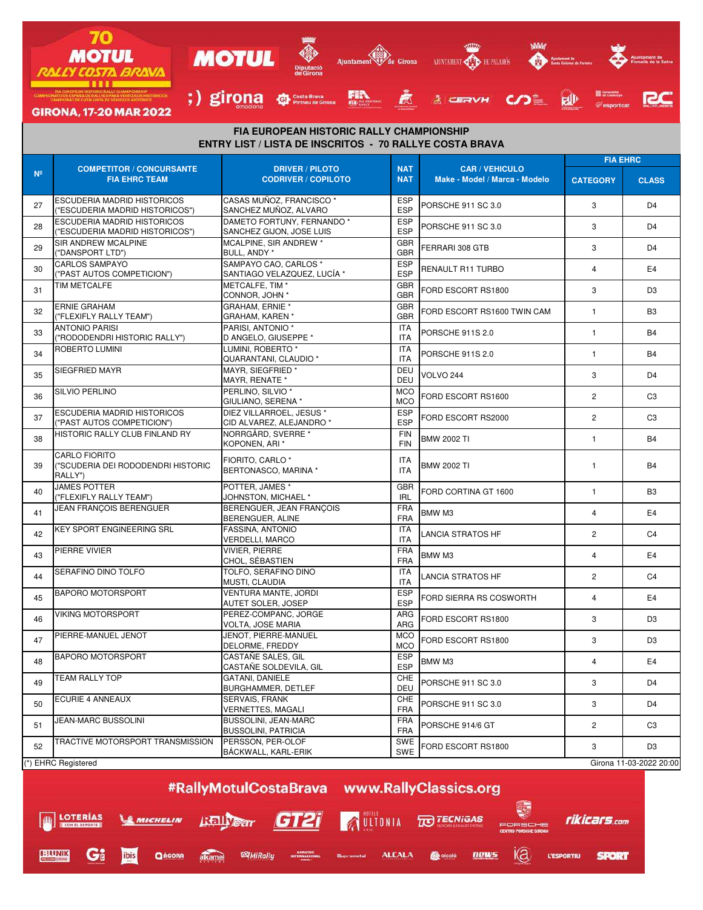## FIA EUROPEAN HISTORIC RALLY CHAMPIONSHIP
## ENTRY LIST / LISTA DE INSCRITOS - 70 RALLYE COSTA BRAVA

| Nº | COMPETITOR / CONCURSANTE FIA EHRC TEAM | DRIVER / PILOTO CODRIVER / COPILOTO | NAT NAT | CAR / VEHICULO Make - Model / Marca - Modelo | FIA EHRC | |
|---|---|---|---|---|---|---|
| | | | | | CATEGORY | CLASS |
| 27 | ESCUDERIA MADRID HISTORICOS ("ESCUDERIA MADRID HISTORICOS") | CASAS MUÑOZ, FRANCISCO * SANCHEZ MUÑOZ, ALVARO | ESP ESP | PORSCHE 911 SC 3.0 | 3 | D4 |
| 28 | ESCUDERIA MADRID HISTORICOS ("ESCUDERIA MADRID HISTORICOS") | DAMETO FORTUNY, FERNANDO * SANCHEZ GIJON, JOSE LUIS | ESP ESP | PORSCHE 911 SC 3.0 | 3 | D4 |
| 29 | SIR ANDREW MCALPINE ("DANSPORT LTD") | MCALPINE, SIR ANDREW * BULL, ANDY * | GBR GBR | FERRARI 308 GTB | 3 | D4 |
| 30 | CARLOS SAMPAYO ("PAST AUTOS COMPETICION") | SAMPAYO CAO, CARLOS * SANTIAGO VELAZQUEZ, LUCÍA * | ESP ESP | RENAULT R11 TURBO | 4 | E4 |
| 31 | TIM METCALFE | METCALFE, TIM * CONNOR, JOHN * | GBR GBR | FORD ESCORT RS1800 | 3 | D3 |
| 32 | ERNIE GRAHAM ("FLEXIFLY RALLY TEAM") | GRAHAM, ERNIE * GRAHAM, KAREN * | GBR GBR | FORD ESCORT RS1600 TWIN CAM | 1 | B3 |
| 33 | ANTONIO PARISI ("RODODENDRI HISTORIC RALLY") | PARISI, ANTONIO * D ANGELO, GIUSEPPE * | ITA ITA | PORSCHE 911S 2.0 | 1 | B4 |
| 34 | ROBERTO LUMINI | LUMINI, ROBERTO * QUARANTANI, CLAUDIO * | ITA ITA | PORSCHE 911S 2.0 | 1 | B4 |
| 35 | SIEGFRIED MAYR | MAYR, SIEGFRIED * MAYR, RENATE * | DEU DEU | VOLVO 244 | 3 | D4 |
| 36 | SILVIO PERLINO | PERLINO, SILVIO * GIULIANO, SERENA * | MCO MCO | FORD ESCORT RS1600 | 2 | C3 |
| 37 | ESCUDERIA MADRID HISTORICOS ("PAST AUTOS COMPETICION") | DIEZ VILLARROEL, JESUS * CID ALVAREZ, ALEJANDRO * | ESP ESP | FORD ESCORT RS2000 | 2 | C3 |
| 38 | HISTORIC RALLY CLUB FINLAND RY | NORRGÅRD, SVERRE * KOPONEN, ARI * | FIN FIN | BMW 2002 TI | 1 | B4 |
| 39 | CARLO FIORITO ("SCUDERIA DEI RODODENDRI HISTORIC RALLY") | FIORITO, CARLO * BERTONASCO, MARINA * | ITA ITA | BMW 2002 TI | 1 | B4 |
| 40 | JAMES POTTER ("FLEXIFLY RALLY TEAM") | POTTER, JAMES * JOHNSTON, MICHAEL * | GBR IRL | FORD CORTINA GT 1600 | 1 | B3 |
| 41 | JEAN FRANÇOIS BERENGUER | BERENGUER, JEAN FRANÇOIS BERENGUER, ALINE | FRA FRA | BMW M3 | 4 | E4 |
| 42 | KEY SPORT ENGINEERING SRL | FASSINA, ANTONIO VERDELLI, MARCO | ITA ITA | LANCIA STRATOS HF | 2 | C4 |
| 43 | PIERRE VIVIER | VIVIER, PIERRE CHOL, SÉBASTIEN | FRA FRA | BMW M3 | 4 | E4 |
| 44 | SERAFINO DINO TOLFO | TOLFO, SERAFINO DINO MUSTI, CLAUDIA | ITA ITA | LANCIA STRATOS HF | 2 | C4 |
| 45 | BAPORO MOTORSPORT | VENTURA MANTE, JORDI AUTET SOLER, JOSEP | ESP ESP | FORD SIERRA RS COSWORTH | 4 | E4 |
| 46 | VIKING MOTORSPORT | PEREZ-COMPANC, JORGE VOLTA, JOSE MARIA | ARG ARG | FORD ESCORT RS1800 | 3 | D3 |
| 47 | PIERRE-MANUEL JENOT | JENOT, PIERRE-MANUEL DELORME, FREDDY | MCO MCO | FORD ESCORT RS1800 | 3 | D3 |
| 48 | BAPORO MOTORSPORT | CASTAÑE SALES, GIL CASTAÑE SOLDEVILA, GIL | ESP ESP | BMW M3 | 4 | E4 |
| 49 | TEAM RALLY TOP | GATANI, DANIELE BURGHAMMER, DETLEF | CHE DEU | PORSCHE 911 SC 3.0 | 3 | D4 |
| 50 | ECURIE 4 ANNEAUX | SERVAIS, FRANK VERNETTES, MAGALI | CHE FRA | PORSCHE 911 SC 3.0 | 3 | D4 |
| 51 | JEAN-MARC BUSSOLINI | BUSSOLINI, JEAN-MARC BUSSOLINI, PATRICIA | FRA FRA | PORSCHE 914/6 GT | 2 | C3 |
| 52 | TRACTIVE MOTORSPORT TRANSMISSION | PERSSON, PER-OLOF BÄCKWALL, KARL-ERIK | SWE SWE | FORD ESCORT RS1800 | 3 | D3 |

(*) EHRC Registered

Girona 11-03-2022 20:00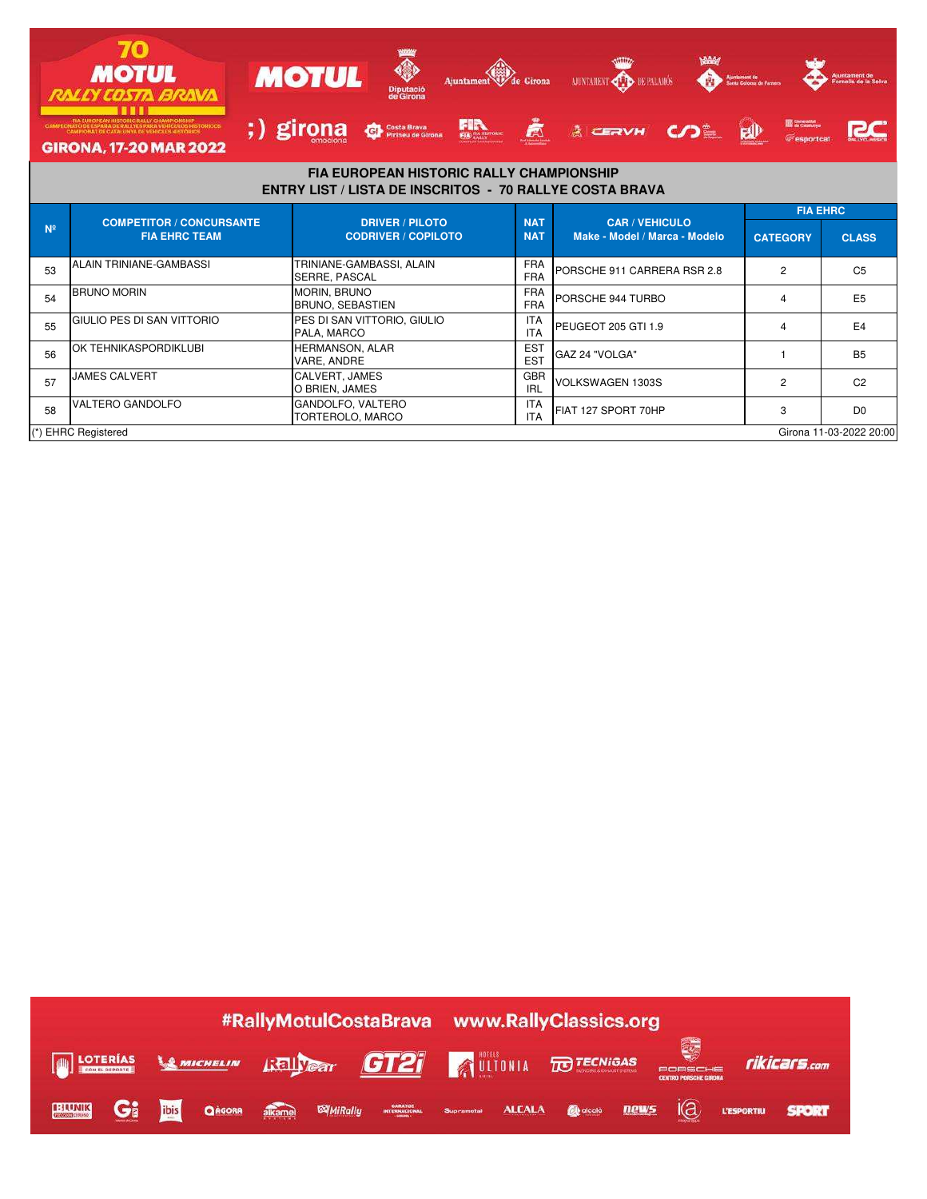## FIA EUROPEAN HISTORIC RALLY CHAMPIONSHIP
## ENTRY LIST / LISTA DE INSCRITOS - 70 RALLYE COSTA BRAVA

| Nº | COMPETITOR / CONCURSANTE FIA EHRC TEAM | DRIVER / PILOTO CODRIVER / COPILOTO | NAT NAT | CAR / VEHICULO Make - Model / Marca - Modelo | FIA EHRC CATEGORY | FIA EHRC CLASS |
|---|---|---|---|---|---|---|
| 53 | ALAIN TRINIANE-GAMBASSI | TRINIANE-GAMBASSI, ALAIN<br>SERRE, PASCAL | FRA<br>FRA | PORSCHE 911 CARRERA RSR 2.8 | 2 | C5 |
| 54 | BRUNO MORIN | MORIN, BRUNO<br>BRUNO, SEBASTIEN | FRA<br>FRA | PORSCHE 944 TURBO | 4 | E5 |
| 55 | GIULIO PES DI SAN VITTORIO | PES DI SAN VITTORIO, GIULIO<br>PALA, MARCO | ITA<br>ITA | PEUGEOT 205 GTI 1.9 | 4 | E4 |
| 56 | OK TEHNIKASPORDIKLUBI | HERMANSON, ALAR<br>VARE, ANDRE | EST<br>EST | GAZ 24 "VOLGA" | 1 | B5 |
| 57 | JAMES CALVERT | CALVERT, JAMES<br>O BRIEN, JAMES | GBR<br>IRL | VOLKSWAGEN 1303S | 2 | C2 |
| 58 | VALTERO GANDOLFO | GANDOLFO, VALTERO<br>TORTEROLO, MARCO | ITA<br>ITA | FIAT 127 SPORT 70HP | 3 | D0 |

(*) EHRC Registered

Girona 11-03-2022 20:00